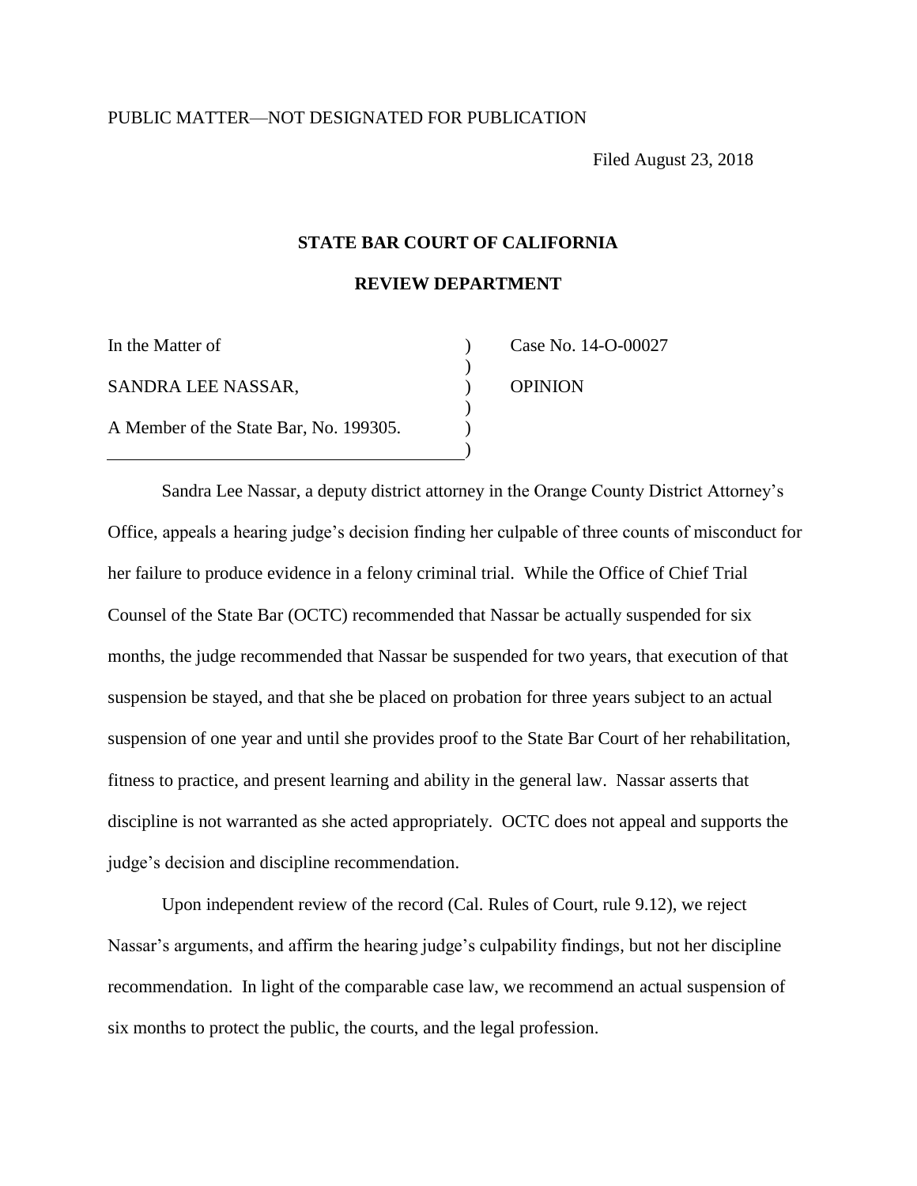PUBLIC MATTER—NOT DESIGNATED FOR PUBLICATION

Filed August 23, 2018

**STATE BAR COURT OF CALIFORNIA**

**REVIEW DEPARTMENT**

| | | |
|---|---|---|
| In the Matter of | ) | Case No. 14-O-00027 |
| | ) | |
| SANDRA LEE NASSAR, | ) | OPINION |
| | ) | |
| A Member of the State Bar, No. 199305. | ) | |
| | ) | |

Sandra Lee Nassar, a deputy district attorney in the Orange County District Attorney's Office, appeals a hearing judge's decision finding her culpable of three counts of misconduct for her failure to produce evidence in a felony criminal trial. While the Office of Chief Trial Counsel of the State Bar (OCTC) recommended that Nassar be actually suspended for six months, the judge recommended that Nassar be suspended for two years, that execution of that suspension be stayed, and that she be placed on probation for three years subject to an actual suspension of one year and until she provides proof to the State Bar Court of her rehabilitation, fitness to practice, and present learning and ability in the general law. Nassar asserts that discipline is not warranted as she acted appropriately. OCTC does not appeal and supports the judge's decision and discipline recommendation.

Upon independent review of the record (Cal. Rules of Court, rule 9.12), we reject Nassar's arguments, and affirm the hearing judge's culpability findings, but not her discipline recommendation. In light of the comparable case law, we recommend an actual suspension of six months to protect the public, the courts, and the legal profession.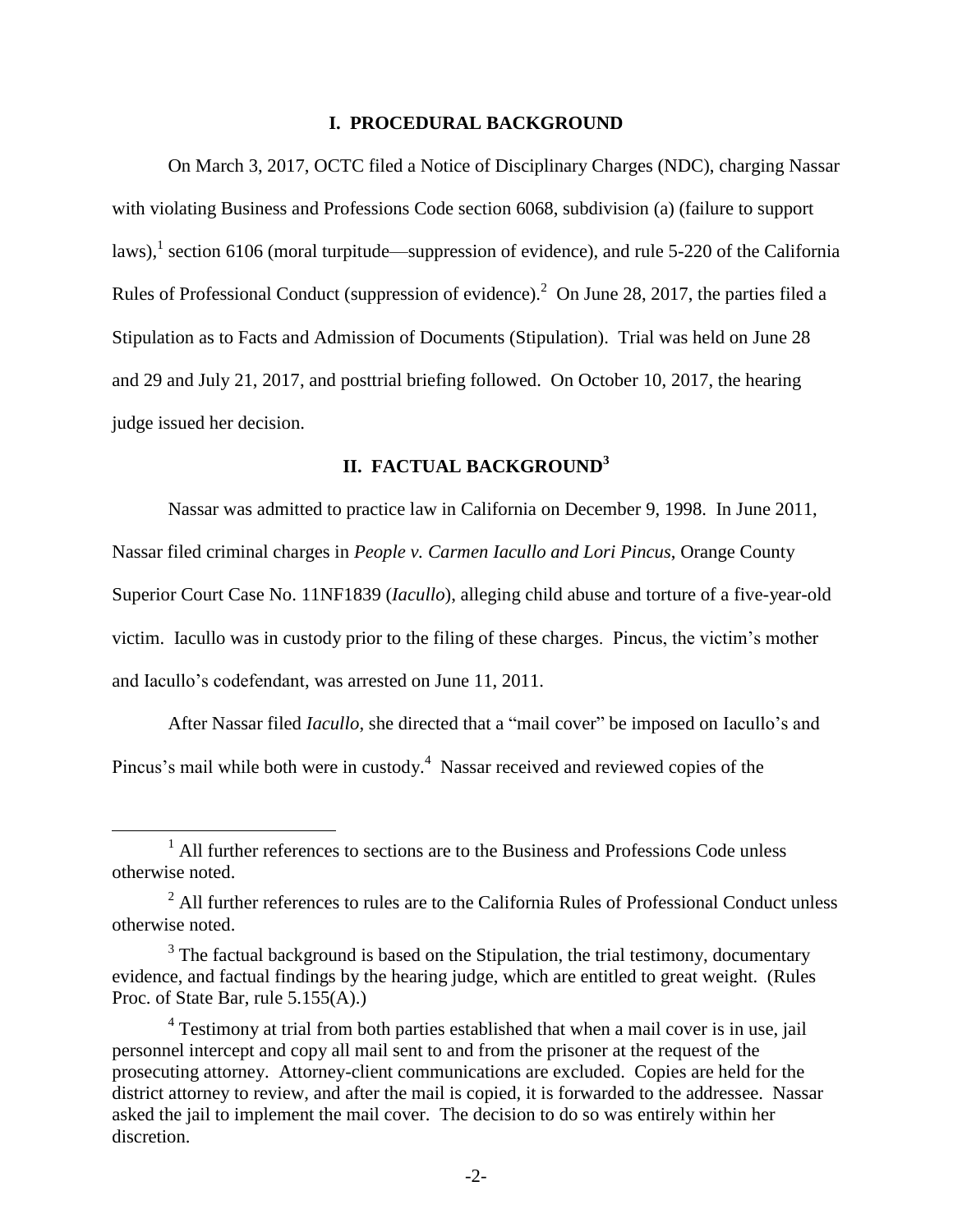## I. PROCEDURAL BACKGROUND

On March 3, 2017, OCTC filed a Notice of Disciplinary Charges (NDC), charging Nassar with violating Business and Professions Code section 6068, subdivision (a) (failure to support laws),[1] section 6106 (moral turpitude—suppression of evidence), and rule 5-220 of the California Rules of Professional Conduct (suppression of evidence).[2] On June 28, 2017, the parties filed a Stipulation as to Facts and Admission of Documents (Stipulation). Trial was held on June 28 and 29 and July 21, 2017, and posttrial briefing followed. On October 10, 2017, the hearing judge issued her decision.

## II. FACTUAL BACKGROUND[3]

Nassar was admitted to practice law in California on December 9, 1998. In June 2011, Nassar filed criminal charges in *People v. Carmen Iacullo and Lori Pincus*, Orange County Superior Court Case No. 11NF1839 (*Iacullo*), alleging child abuse and torture of a five-year-old victim. Iacullo was in custody prior to the filing of these charges. Pincus, the victim's mother and Iacullo's codefendant, was arrested on June 11, 2011.

After Nassar filed *Iacullo*, she directed that a "mail cover" be imposed on Iacullo's and Pincus's mail while both were in custody.[4] Nassar received and reviewed copies of the

---

[1] All further references to sections are to the Business and Professions Code unless otherwise noted.

[2] All further references to rules are to the California Rules of Professional Conduct unless otherwise noted.

[3] The factual background is based on the Stipulation, the trial testimony, documentary evidence, and factual findings by the hearing judge, which are entitled to great weight. (Rules Proc. of State Bar, rule 5.155(A).)

[4] Testimony at trial from both parties established that when a mail cover is in use, jail personnel intercept and copy all mail sent to and from the prisoner at the request of the prosecuting attorney. Attorney-client communications are excluded. Copies are held for the district attorney to review, and after the mail is copied, it is forwarded to the addressee. Nassar asked the jail to implement the mail cover. The decision to do so was entirely within her discretion.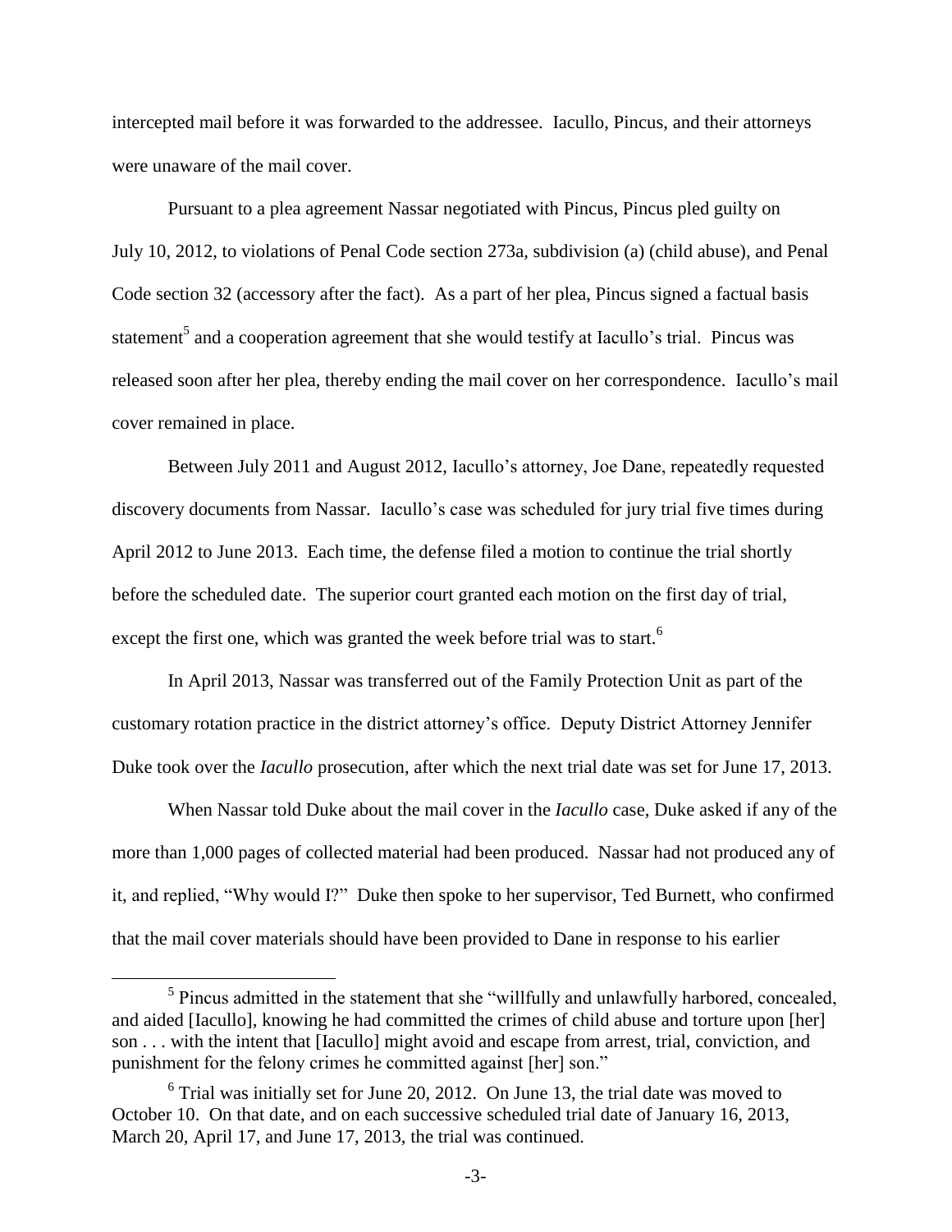intercepted mail before it was forwarded to the addressee. Iacullo, Pincus, and their attorneys were unaware of the mail cover.

Pursuant to a plea agreement Nassar negotiated with Pincus, Pincus pled guilty on July 10, 2012, to violations of Penal Code section 273a, subdivision (a) (child abuse), and Penal Code section 32 (accessory after the fact). As a part of her plea, Pincus signed a factual basis statement[5] and a cooperation agreement that she would testify at Iacullo's trial. Pincus was released soon after her plea, thereby ending the mail cover on her correspondence. Iacullo's mail cover remained in place.

Between July 2011 and August 2012, Iacullo's attorney, Joe Dane, repeatedly requested discovery documents from Nassar. Iacullo's case was scheduled for jury trial five times during April 2012 to June 2013. Each time, the defense filed a motion to continue the trial shortly before the scheduled date. The superior court granted each motion on the first day of trial, except the first one, which was granted the week before trial was to start.[6]

In April 2013, Nassar was transferred out of the Family Protection Unit as part of the customary rotation practice in the district attorney's office. Deputy District Attorney Jennifer Duke took over the *Iacullo* prosecution, after which the next trial date was set for June 17, 2013.

When Nassar told Duke about the mail cover in the *Iacullo* case, Duke asked if any of the more than 1,000 pages of collected material had been produced. Nassar had not produced any of it, and replied, "Why would I?" Duke then spoke to her supervisor, Ted Burnett, who confirmed that the mail cover materials should have been provided to Dane in response to his earlier

---

[5] Pincus admitted in the statement that she "willfully and unlawfully harbored, concealed, and aided [Iacullo], knowing he had committed the crimes of child abuse and torture upon [her] son . . . with the intent that [Iacullo] might avoid and escape from arrest, trial, conviction, and punishment for the felony crimes he committed against [her] son."

[6] Trial was initially set for June 20, 2012. On June 13, the trial date was moved to October 10. On that date, and on each successive scheduled trial date of January 16, 2013, March 20, April 17, and June 17, 2013, the trial was continued.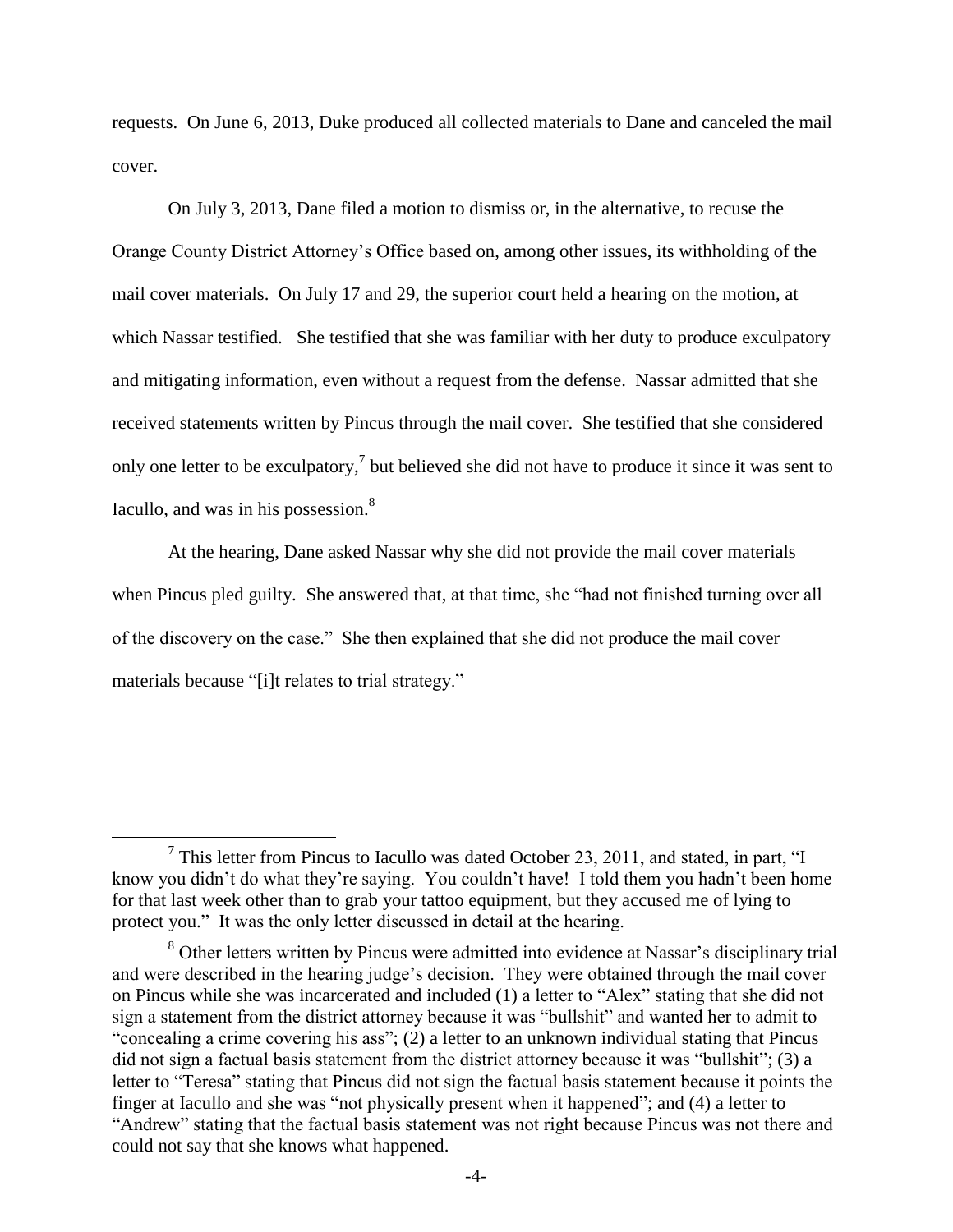requests. On June 6, 2013, Duke produced all collected materials to Dane and canceled the mail cover.

On July 3, 2013, Dane filed a motion to dismiss or, in the alternative, to recuse the Orange County District Attorney's Office based on, among other issues, its withholding of the mail cover materials. On July 17 and 29, the superior court held a hearing on the motion, at which Nassar testified. She testified that she was familiar with her duty to produce exculpatory and mitigating information, even without a request from the defense. Nassar admitted that she received statements written by Pincus through the mail cover. She testified that she considered only one letter to be exculpatory,[7] but believed she did not have to produce it since it was sent to Iacullo, and was in his possession.[8]

At the hearing, Dane asked Nassar why she did not provide the mail cover materials when Pincus pled guilty. She answered that, at that time, she "had not finished turning over all of the discovery on the case." She then explained that she did not produce the mail cover materials because "[i]t relates to trial strategy."

---

[7] This letter from Pincus to Iacullo was dated October 23, 2011, and stated, in part, "I know you didn't do what they're saying. You couldn't have! I told them you hadn't been home for that last week other than to grab your tattoo equipment, but they accused me of lying to protect you." It was the only letter discussed in detail at the hearing.

[8] Other letters written by Pincus were admitted into evidence at Nassar's disciplinary trial and were described in the hearing judge's decision. They were obtained through the mail cover on Pincus while she was incarcerated and included (1) a letter to "Alex" stating that she did not sign a statement from the district attorney because it was "bullshit" and wanted her to admit to "concealing a crime covering his ass"; (2) a letter to an unknown individual stating that Pincus did not sign a factual basis statement from the district attorney because it was "bullshit"; (3) a letter to "Teresa" stating that Pincus did not sign the factual basis statement because it points the finger at Iacullo and she was "not physically present when it happened"; and (4) a letter to "Andrew" stating that the factual basis statement was not right because Pincus was not there and could not say that she knows what happened.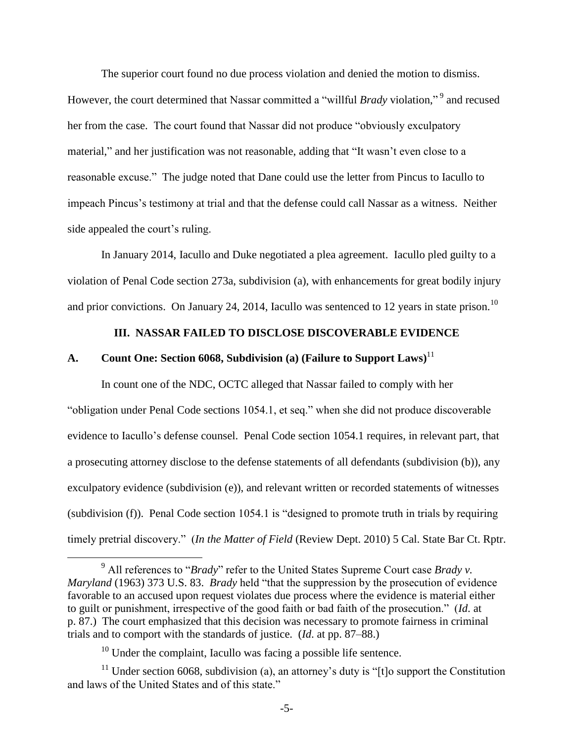The superior court found no due process violation and denied the motion to dismiss. However, the court determined that Nassar committed a "willful *Brady* violation,"[9] and recused her from the case. The court found that Nassar did not produce "obviously exculpatory material," and her justification was not reasonable, adding that "It wasn't even close to a reasonable excuse." The judge noted that Dane could use the letter from Pincus to Iacullo to impeach Pincus's testimony at trial and that the defense could call Nassar as a witness. Neither side appealed the court's ruling.

In January 2014, Iacullo and Duke negotiated a plea agreement. Iacullo pled guilty to a violation of Penal Code section 273a, subdivision (a), with enhancements for great bodily injury and prior convictions. On January 24, 2014, Iacullo was sentenced to 12 years in state prison.[10]

## III. NASSAR FAILED TO DISCLOSE DISCOVERABLE EVIDENCE

### A. Count One: Section 6068, Subdivision (a) (Failure to Support Laws)[11]

In count one of the NDC, OCTC alleged that Nassar failed to comply with her "obligation under Penal Code sections 1054.1, et seq." when she did not produce discoverable evidence to Iacullo's defense counsel. Penal Code section 1054.1 requires, in relevant part, that a prosecuting attorney disclose to the defense statements of all defendants (subdivision (b)), any exculpatory evidence (subdivision (e)), and relevant written or recorded statements of witnesses (subdivision (f)). Penal Code section 1054.1 is "designed to promote truth in trials by requiring timely pretrial discovery." (*In the Matter of Field* (Review Dept. 2010) 5 Cal. State Bar Ct. Rptr.

---

[9] All references to "*Brady*" refer to the United States Supreme Court case *Brady v. Maryland* (1963) 373 U.S. 83. *Brady* held "that the suppression by the prosecution of evidence favorable to an accused upon request violates due process where the evidence is material either to guilt or punishment, irrespective of the good faith or bad faith of the prosecution." (*Id.* at p. 87.) The court emphasized that this decision was necessary to promote fairness in criminal trials and to comport with the standards of justice. (*Id.* at pp. 87–88.)

[10] Under the complaint, Iacullo was facing a possible life sentence.

[11] Under section 6068, subdivision (a), an attorney's duty is "[t]o support the Constitution and laws of the United States and of this state."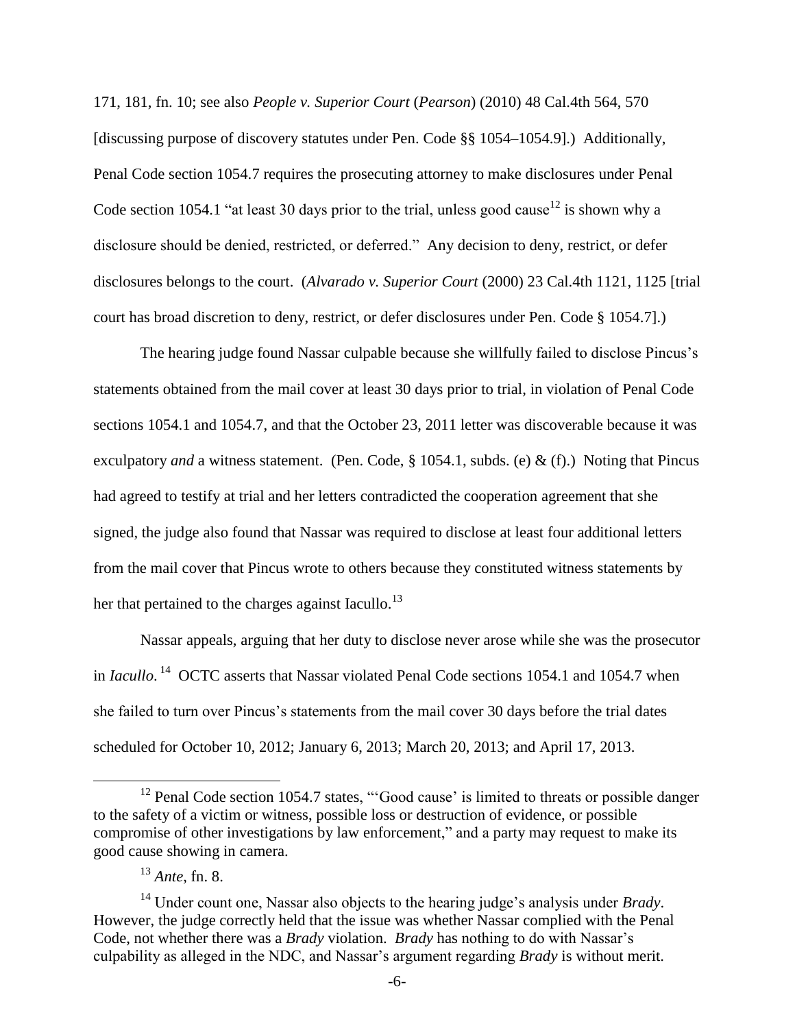171, 181, fn. 10; see also *People v. Superior Court* (*Pearson*) (2010) 48 Cal.4th 564, 570 [discussing purpose of discovery statutes under Pen. Code §§ 1054–1054.9].) Additionally, Penal Code section 1054.7 requires the prosecuting attorney to make disclosures under Penal Code section 1054.1 "at least 30 days prior to the trial, unless good cause[12] is shown why a disclosure should be denied, restricted, or deferred." Any decision to deny, restrict, or defer disclosures belongs to the court. (*Alvarado v. Superior Court* (2000) 23 Cal.4th 1121, 1125 [trial court has broad discretion to deny, restrict, or defer disclosures under Pen. Code § 1054.7].)

The hearing judge found Nassar culpable because she willfully failed to disclose Pincus's statements obtained from the mail cover at least 30 days prior to trial, in violation of Penal Code sections 1054.1 and 1054.7, and that the October 23, 2011 letter was discoverable because it was exculpatory *and* a witness statement. (Pen. Code, § 1054.1, subds. (e) & (f).) Noting that Pincus had agreed to testify at trial and her letters contradicted the cooperation agreement that she signed, the judge also found that Nassar was required to disclose at least four additional letters from the mail cover that Pincus wrote to others because they constituted witness statements by her that pertained to the charges against Iacullo.[13]

Nassar appeals, arguing that her duty to disclose never arose while she was the prosecutor in *Iacullo*.[14] OCTC asserts that Nassar violated Penal Code sections 1054.1 and 1054.7 when she failed to turn over Pincus's statements from the mail cover 30 days before the trial dates scheduled for October 10, 2012; January 6, 2013; March 20, 2013; and April 17, 2013.

---

[12] Penal Code section 1054.7 states, "'Good cause' is limited to threats or possible danger to the safety of a victim or witness, possible loss or destruction of evidence, or possible compromise of other investigations by law enforcement," and a party may request to make its good cause showing in camera.

[13] *Ante*, fn. 8.

[14] Under count one, Nassar also objects to the hearing judge's analysis under *Brady*. However, the judge correctly held that the issue was whether Nassar complied with the Penal Code, not whether there was a *Brady* violation. *Brady* has nothing to do with Nassar's culpability as alleged in the NDC, and Nassar's argument regarding *Brady* is without merit.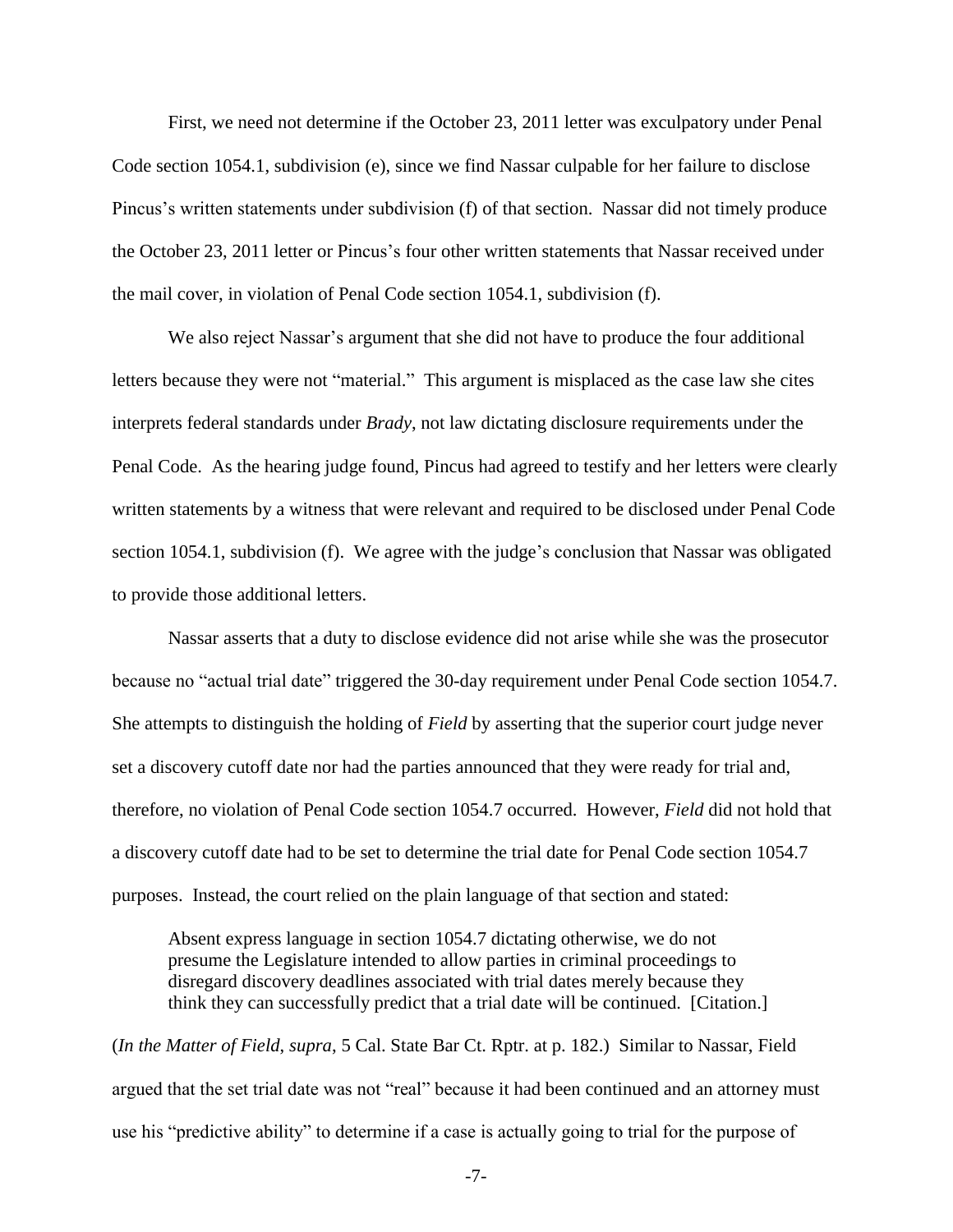First, we need not determine if the October 23, 2011 letter was exculpatory under Penal Code section 1054.1, subdivision (e), since we find Nassar culpable for her failure to disclose Pincus's written statements under subdivision (f) of that section. Nassar did not timely produce the October 23, 2011 letter or Pincus's four other written statements that Nassar received under the mail cover, in violation of Penal Code section 1054.1, subdivision (f).

We also reject Nassar's argument that she did not have to produce the four additional letters because they were not "material." This argument is misplaced as the case law she cites interprets federal standards under *Brady*, not law dictating disclosure requirements under the Penal Code. As the hearing judge found, Pincus had agreed to testify and her letters were clearly written statements by a witness that were relevant and required to be disclosed under Penal Code section 1054.1, subdivision (f). We agree with the judge's conclusion that Nassar was obligated to provide those additional letters.

Nassar asserts that a duty to disclose evidence did not arise while she was the prosecutor because no "actual trial date" triggered the 30-day requirement under Penal Code section 1054.7. She attempts to distinguish the holding of *Field* by asserting that the superior court judge never set a discovery cutoff date nor had the parties announced that they were ready for trial and, therefore, no violation of Penal Code section 1054.7 occurred. However, *Field* did not hold that a discovery cutoff date had to be set to determine the trial date for Penal Code section 1054.7 purposes. Instead, the court relied on the plain language of that section and stated:

> Absent express language in section 1054.7 dictating otherwise, we do not presume the Legislature intended to allow parties in criminal proceedings to disregard discovery deadlines associated with trial dates merely because they think they can successfully predict that a trial date will be continued. [Citation.]

(*In the Matter of Field*, *supra*, 5 Cal. State Bar Ct. Rptr. at p. 182.) Similar to Nassar, Field argued that the set trial date was not "real" because it had been continued and an attorney must use his "predictive ability" to determine if a case is actually going to trial for the purpose of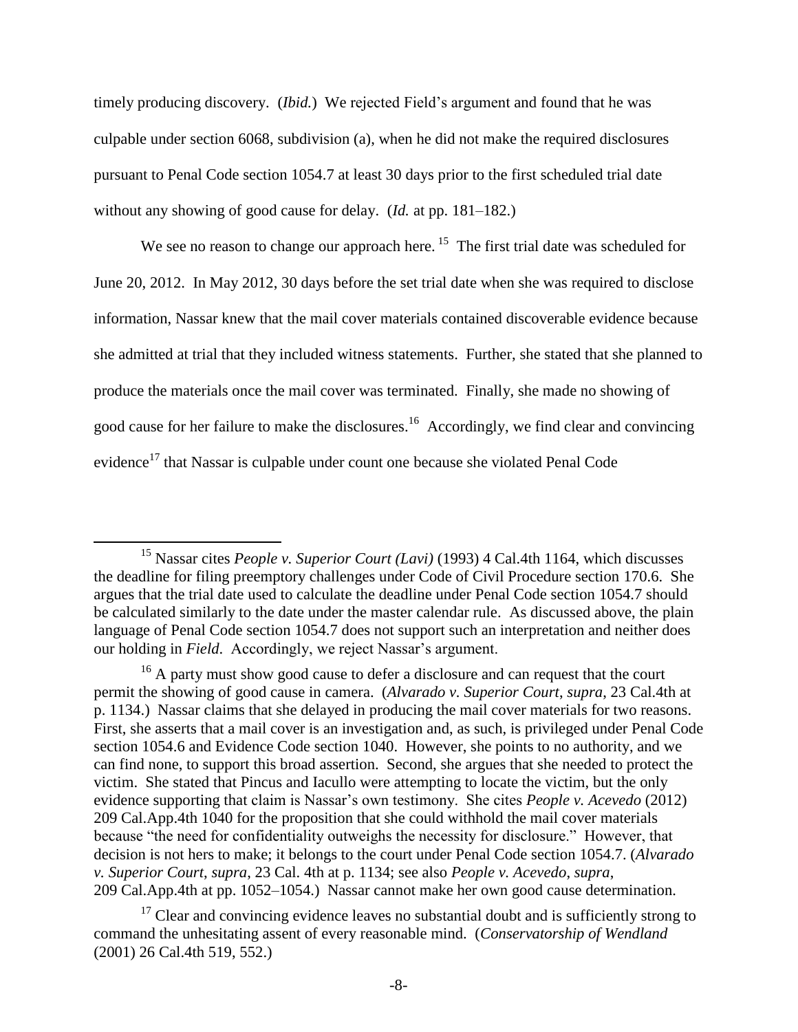timely producing discovery. (*Ibid.*) We rejected Field's argument and found that he was culpable under section 6068, subdivision (a), when he did not make the required disclosures pursuant to Penal Code section 1054.7 at least 30 days prior to the first scheduled trial date without any showing of good cause for delay. (*Id.* at pp. 181–182.)

We see no reason to change our approach here. [15] The first trial date was scheduled for June 20, 2012. In May 2012, 30 days before the set trial date when she was required to disclose information, Nassar knew that the mail cover materials contained discoverable evidence because she admitted at trial that they included witness statements. Further, she stated that she planned to produce the materials once the mail cover was terminated. Finally, she made no showing of good cause for her failure to make the disclosures.[16] Accordingly, we find clear and convincing evidence[17] that Nassar is culpable under count one because she violated Penal Code

---

[15] Nassar cites *People v. Superior Court (Lavi)* (1993) 4 Cal.4th 1164, which discusses the deadline for filing preemptory challenges under Code of Civil Procedure section 170.6. She argues that the trial date used to calculate the deadline under Penal Code section 1054.7 should be calculated similarly to the date under the master calendar rule. As discussed above, the plain language of Penal Code section 1054.7 does not support such an interpretation and neither does our holding in *Field*. Accordingly, we reject Nassar's argument.

[16] A party must show good cause to defer a disclosure and can request that the court permit the showing of good cause in camera. (*Alvarado v. Superior Court*, *supra*, 23 Cal.4th at p. 1134.) Nassar claims that she delayed in producing the mail cover materials for two reasons. First, she asserts that a mail cover is an investigation and, as such, is privileged under Penal Code section 1054.6 and Evidence Code section 1040. However, she points to no authority, and we can find none, to support this broad assertion. Second, she argues that she needed to protect the victim. She stated that Pincus and Iacullo were attempting to locate the victim, but the only evidence supporting that claim is Nassar's own testimony. She cites *People v. Acevedo* (2012) 209 Cal.App.4th 1040 for the proposition that she could withhold the mail cover materials because "the need for confidentiality outweighs the necessity for disclosure." However, that decision is not hers to make; it belongs to the court under Penal Code section 1054.7. (*Alvarado v. Superior Court*, *supra*, 23 Cal. 4th at p. 1134; see also *People v. Acevedo*, *supra*, 209 Cal.App.4th at pp. 1052–1054.) Nassar cannot make her own good cause determination.

[17] Clear and convincing evidence leaves no substantial doubt and is sufficiently strong to command the unhesitating assent of every reasonable mind. (*Conservatorship of Wendland* (2001) 26 Cal.4th 519, 552.)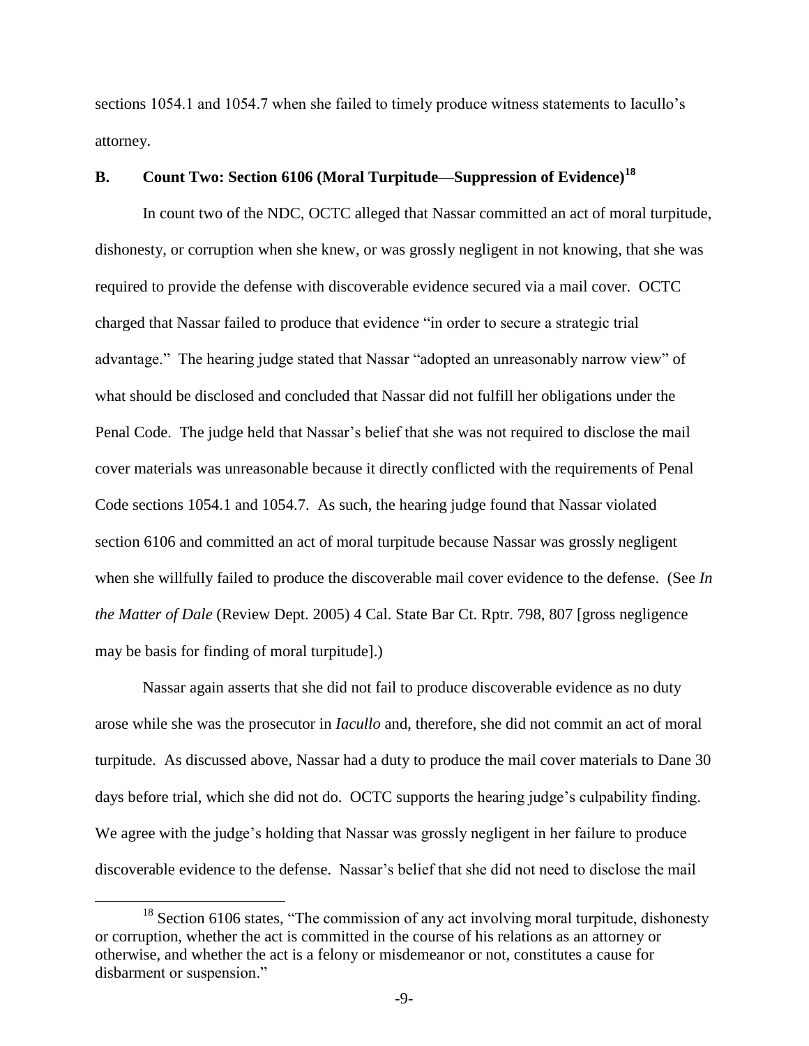sections 1054.1 and 1054.7 when she failed to timely produce witness statements to Iacullo's attorney.

## B. Count Two: Section 6106 (Moral Turpitude—Suppression of Evidence)[18]

In count two of the NDC, OCTC alleged that Nassar committed an act of moral turpitude, dishonesty, or corruption when she knew, or was grossly negligent in not knowing, that she was required to provide the defense with discoverable evidence secured via a mail cover. OCTC charged that Nassar failed to produce that evidence "in order to secure a strategic trial advantage." The hearing judge stated that Nassar "adopted an unreasonably narrow view" of what should be disclosed and concluded that Nassar did not fulfill her obligations under the Penal Code. The judge held that Nassar's belief that she was not required to disclose the mail cover materials was unreasonable because it directly conflicted with the requirements of Penal Code sections 1054.1 and 1054.7. As such, the hearing judge found that Nassar violated section 6106 and committed an act of moral turpitude because Nassar was grossly negligent when she willfully failed to produce the discoverable mail cover evidence to the defense. (See *In the Matter of Dale* (Review Dept. 2005) 4 Cal. State Bar Ct. Rptr. 798, 807 [gross negligence may be basis for finding of moral turpitude].)

Nassar again asserts that she did not fail to produce discoverable evidence as no duty arose while she was the prosecutor in *Iacullo* and, therefore, she did not commit an act of moral turpitude. As discussed above, Nassar had a duty to produce the mail cover materials to Dane 30 days before trial, which she did not do. OCTC supports the hearing judge's culpability finding. We agree with the judge's holding that Nassar was grossly negligent in her failure to produce discoverable evidence to the defense. Nassar's belief that she did not need to disclose the mail

---

[18] Section 6106 states, "The commission of any act involving moral turpitude, dishonesty or corruption, whether the act is committed in the course of his relations as an attorney or otherwise, and whether the act is a felony or misdemeanor or not, constitutes a cause for disbarment or suspension."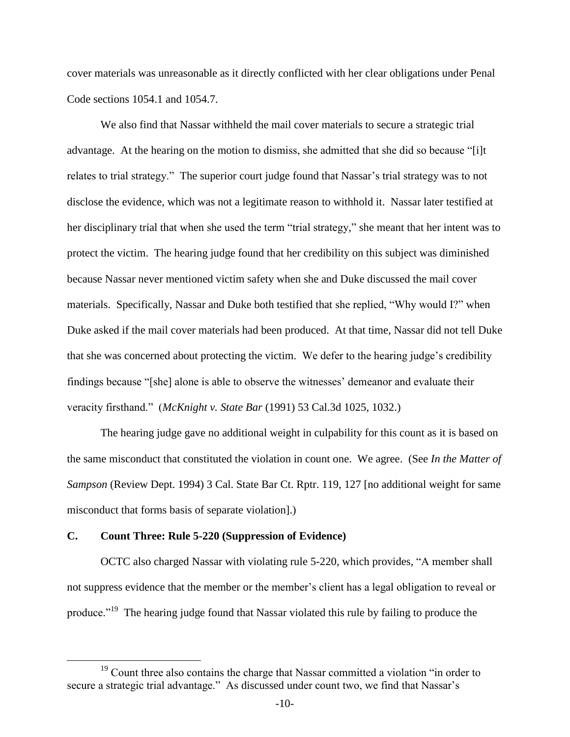cover materials was unreasonable as it directly conflicted with her clear obligations under Penal Code sections 1054.1 and 1054.7.

We also find that Nassar withheld the mail cover materials to secure a strategic trial advantage. At the hearing on the motion to dismiss, she admitted that she did so because "[i]t relates to trial strategy." The superior court judge found that Nassar's trial strategy was to not disclose the evidence, which was not a legitimate reason to withhold it. Nassar later testified at her disciplinary trial that when she used the term "trial strategy," she meant that her intent was to protect the victim. The hearing judge found that her credibility on this subject was diminished because Nassar never mentioned victim safety when she and Duke discussed the mail cover materials. Specifically, Nassar and Duke both testified that she replied, "Why would I?" when Duke asked if the mail cover materials had been produced. At that time, Nassar did not tell Duke that she was concerned about protecting the victim. We defer to the hearing judge's credibility findings because "[she] alone is able to observe the witnesses' demeanor and evaluate their veracity firsthand." (*McKnight v. State Bar* (1991) 53 Cal.3d 1025, 1032.)

The hearing judge gave no additional weight in culpability for this count as it is based on the same misconduct that constituted the violation in count one. We agree. (See *In the Matter of Sampson* (Review Dept. 1994) 3 Cal. State Bar Ct. Rptr. 119, 127 [no additional weight for same misconduct that forms basis of separate violation].)

## C. Count Three: Rule 5-220 (Suppression of Evidence)

OCTC also charged Nassar with violating rule 5-220, which provides, "A member shall not suppress evidence that the member or the member's client has a legal obligation to reveal or produce."[19] The hearing judge found that Nassar violated this rule by failing to produce the

---

[19] Count three also contains the charge that Nassar committed a violation "in order to secure a strategic trial advantage." As discussed under count two, we find that Nassar's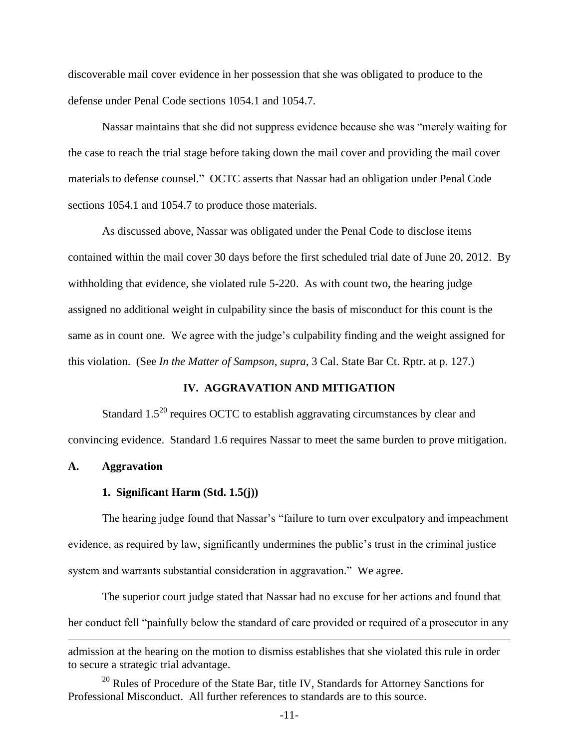discoverable mail cover evidence in her possession that she was obligated to produce to the defense under Penal Code sections 1054.1 and 1054.7.

Nassar maintains that she did not suppress evidence because she was "merely waiting for the case to reach the trial stage before taking down the mail cover and providing the mail cover materials to defense counsel." OCTC asserts that Nassar had an obligation under Penal Code sections 1054.1 and 1054.7 to produce those materials.

As discussed above, Nassar was obligated under the Penal Code to disclose items contained within the mail cover 30 days before the first scheduled trial date of June 20, 2012. By withholding that evidence, she violated rule 5-220. As with count two, the hearing judge assigned no additional weight in culpability since the basis of misconduct for this count is the same as in count one. We agree with the judge's culpability finding and the weight assigned for this violation. (See *In the Matter of Sampson*, *supra*, 3 Cal. State Bar Ct. Rptr. at p. 127.)

## IV. AGGRAVATION AND MITIGATION

Standard 1.5[20] requires OCTC to establish aggravating circumstances by clear and convincing evidence. Standard 1.6 requires Nassar to meet the same burden to prove mitigation.

### A. Aggravation

#### 1. Significant Harm (Std. 1.5(j))

The hearing judge found that Nassar's "failure to turn over exculpatory and impeachment evidence, as required by law, significantly undermines the public's trust in the criminal justice system and warrants substantial consideration in aggravation." We agree.

The superior court judge stated that Nassar had no excuse for her actions and found that her conduct fell "painfully below the standard of care provided or required of a prosecutor in any

---

admission at the hearing on the motion to dismiss establishes that she violated this rule in order to secure a strategic trial advantage.

[20] Rules of Procedure of the State Bar, title IV, Standards for Attorney Sanctions for Professional Misconduct. All further references to standards are to this source.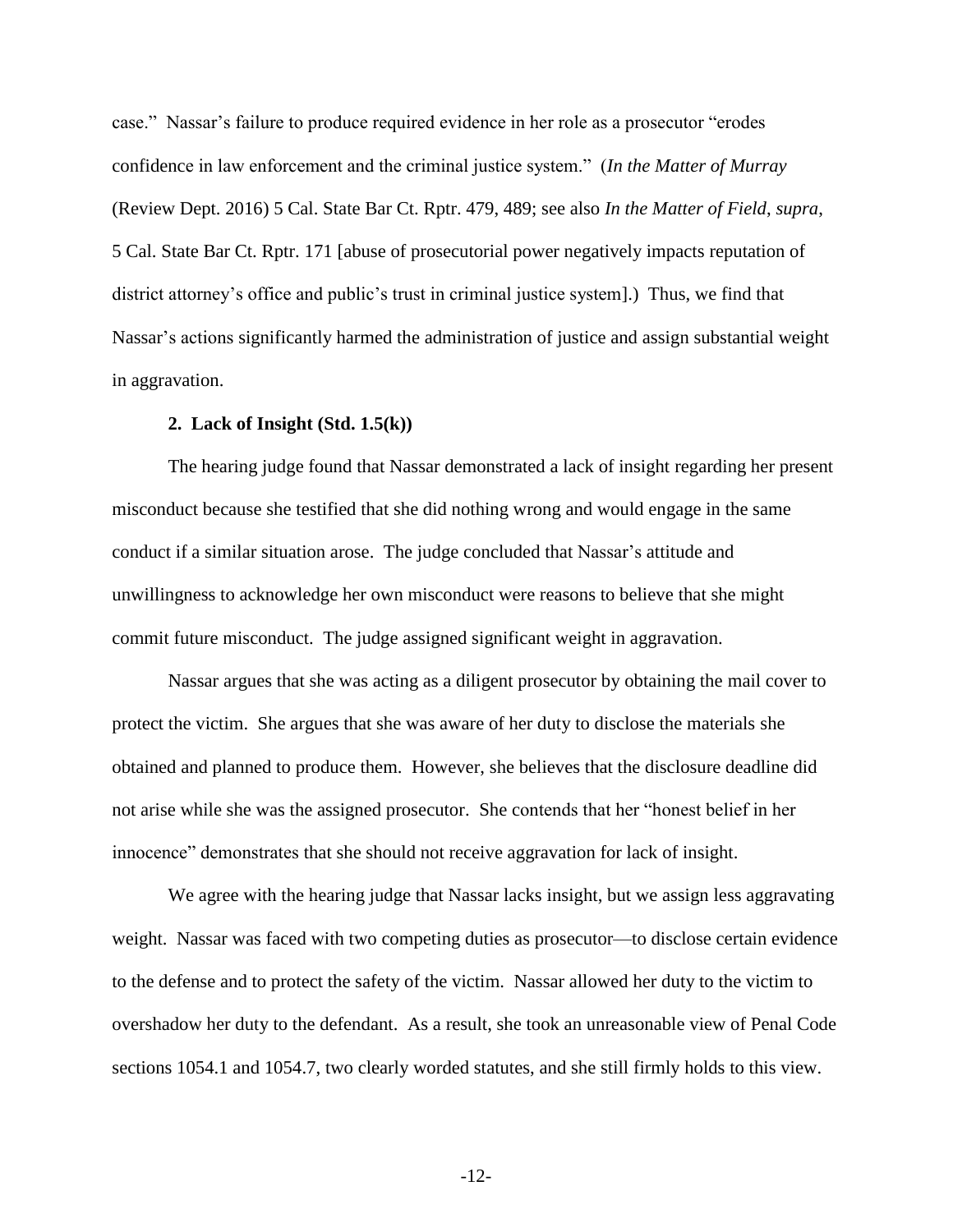case." Nassar's failure to produce required evidence in her role as a prosecutor "erodes confidence in law enforcement and the criminal justice system." (*In the Matter of Murray* (Review Dept. 2016) 5 Cal. State Bar Ct. Rptr. 479, 489; see also *In the Matter of Field, supra*, 5 Cal. State Bar Ct. Rptr. 171 [abuse of prosecutorial power negatively impacts reputation of district attorney's office and public's trust in criminal justice system].) Thus, we find that Nassar's actions significantly harmed the administration of justice and assign substantial weight in aggravation.

**2. Lack of Insight (Std. 1.5(k))**

The hearing judge found that Nassar demonstrated a lack of insight regarding her present misconduct because she testified that she did nothing wrong and would engage in the same conduct if a similar situation arose. The judge concluded that Nassar's attitude and unwillingness to acknowledge her own misconduct were reasons to believe that she might commit future misconduct. The judge assigned significant weight in aggravation.

Nassar argues that she was acting as a diligent prosecutor by obtaining the mail cover to protect the victim. She argues that she was aware of her duty to disclose the materials she obtained and planned to produce them. However, she believes that the disclosure deadline did not arise while she was the assigned prosecutor. She contends that her "honest belief in her innocence" demonstrates that she should not receive aggravation for lack of insight.

We agree with the hearing judge that Nassar lacks insight, but we assign less aggravating weight. Nassar was faced with two competing duties as prosecutor—to disclose certain evidence to the defense and to protect the safety of the victim. Nassar allowed her duty to the victim to overshadow her duty to the defendant. As a result, she took an unreasonable view of Penal Code sections 1054.1 and 1054.7, two clearly worded statutes, and she still firmly holds to this view.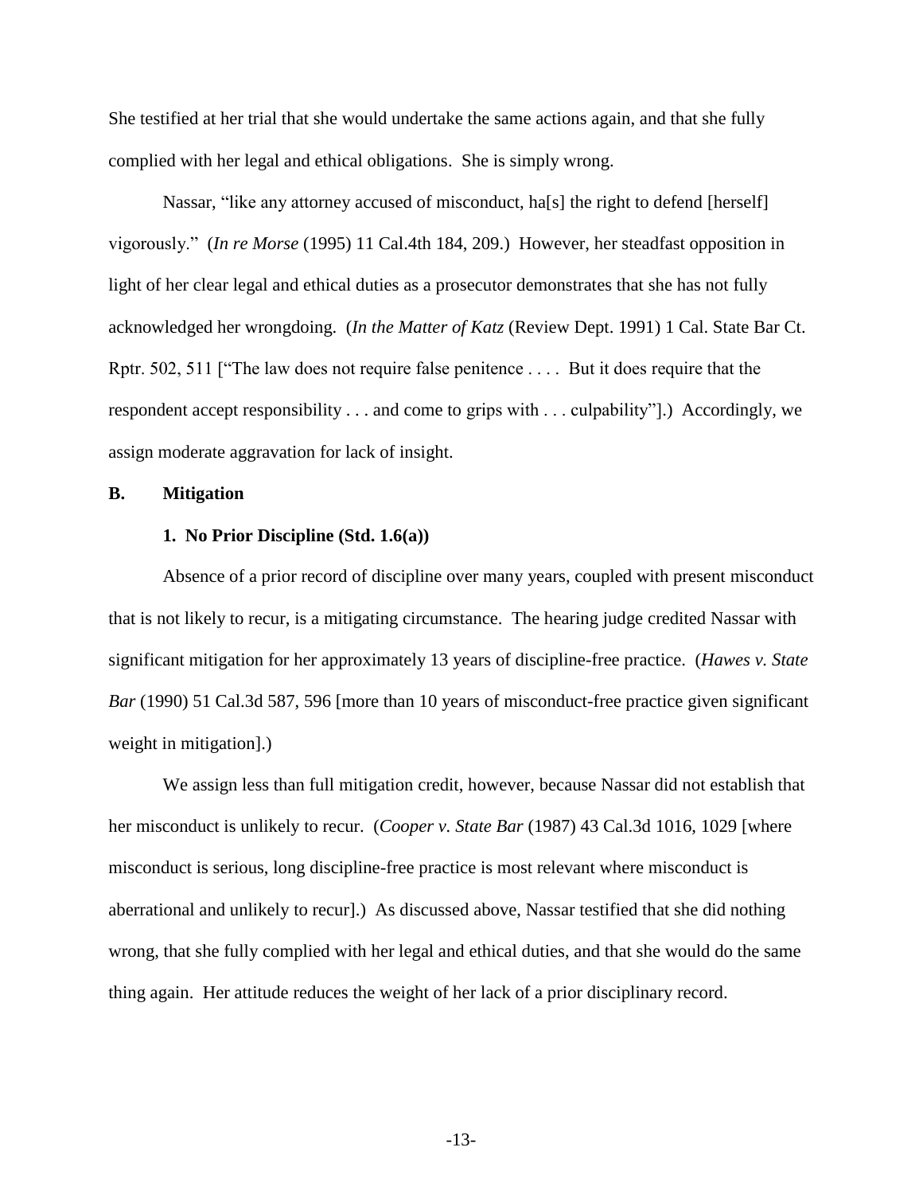She testified at her trial that she would undertake the same actions again, and that she fully complied with her legal and ethical obligations. She is simply wrong.

Nassar, "like any attorney accused of misconduct, ha[s] the right to defend [herself] vigorously." (*In re Morse* (1995) 11 Cal.4th 184, 209.) However, her steadfast opposition in light of her clear legal and ethical duties as a prosecutor demonstrates that she has not fully acknowledged her wrongdoing. (*In the Matter of Katz* (Review Dept. 1991) 1 Cal. State Bar Ct. Rptr. 502, 511 ["The law does not require false penitence . . . . But it does require that the respondent accept responsibility . . . and come to grips with . . . culpability"].) Accordingly, we assign moderate aggravation for lack of insight.

## B. Mitigation

### 1. No Prior Discipline (Std. 1.6(a))

Absence of a prior record of discipline over many years, coupled with present misconduct that is not likely to recur, is a mitigating circumstance. The hearing judge credited Nassar with significant mitigation for her approximately 13 years of discipline-free practice. (*Hawes v. State Bar* (1990) 51 Cal.3d 587, 596 [more than 10 years of misconduct-free practice given significant weight in mitigation].)

We assign less than full mitigation credit, however, because Nassar did not establish that her misconduct is unlikely to recur. (*Cooper v. State Bar* (1987) 43 Cal.3d 1016, 1029 [where misconduct is serious, long discipline-free practice is most relevant where misconduct is aberrational and unlikely to recur].) As discussed above, Nassar testified that she did nothing wrong, that she fully complied with her legal and ethical duties, and that she would do the same thing again. Her attitude reduces the weight of her lack of a prior disciplinary record.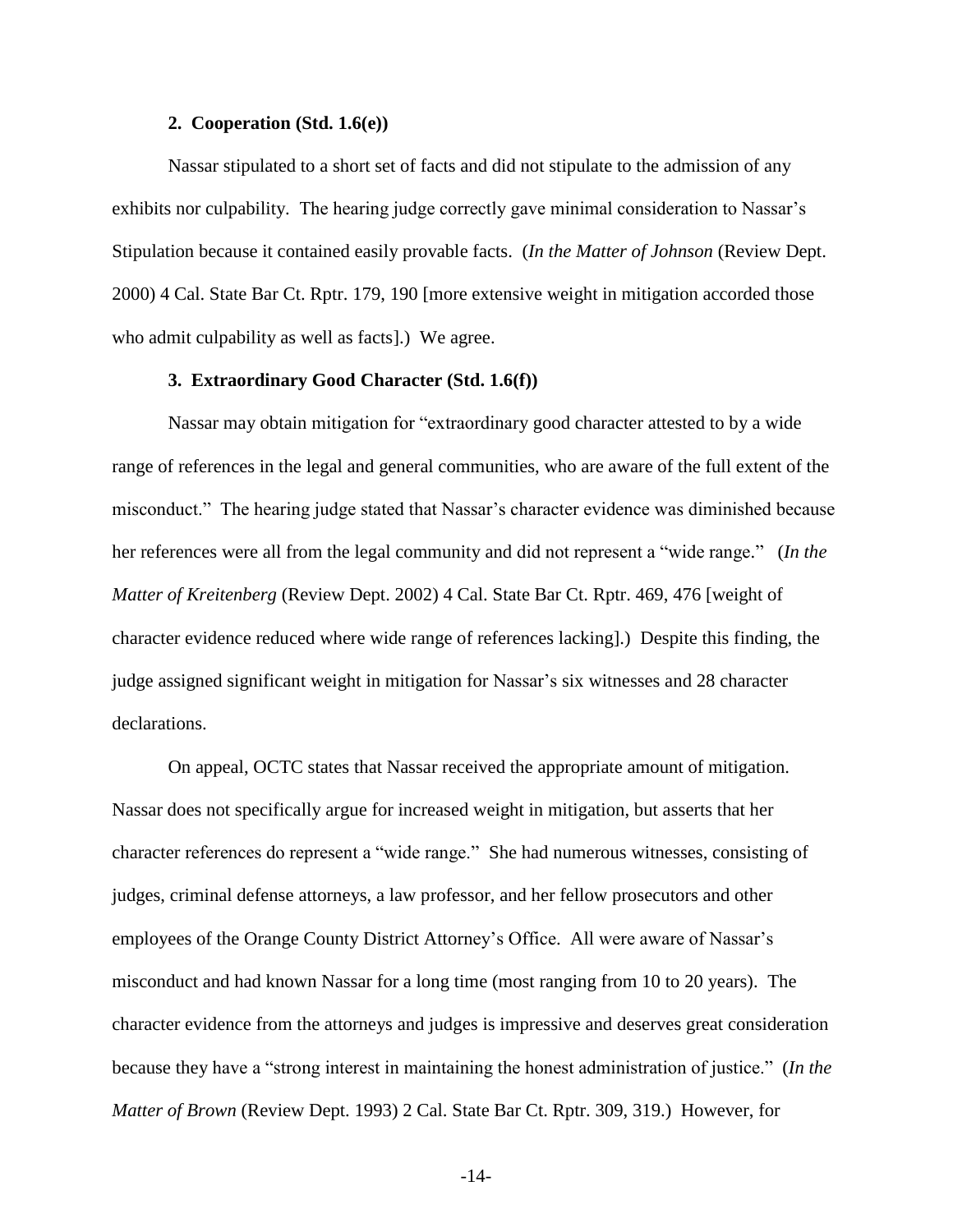### 2. Cooperation (Std. 1.6(e))

Nassar stipulated to a short set of facts and did not stipulate to the admission of any exhibits nor culpability. The hearing judge correctly gave minimal consideration to Nassar's Stipulation because it contained easily provable facts. (*In the Matter of Johnson* (Review Dept. 2000) 4 Cal. State Bar Ct. Rptr. 179, 190 [more extensive weight in mitigation accorded those who admit culpability as well as facts].) We agree.

### 3. Extraordinary Good Character (Std. 1.6(f))

Nassar may obtain mitigation for "extraordinary good character attested to by a wide range of references in the legal and general communities, who are aware of the full extent of the misconduct." The hearing judge stated that Nassar's character evidence was diminished because her references were all from the legal community and did not represent a "wide range." (*In the Matter of Kreitenberg* (Review Dept. 2002) 4 Cal. State Bar Ct. Rptr. 469, 476 [weight of character evidence reduced where wide range of references lacking].) Despite this finding, the judge assigned significant weight in mitigation for Nassar's six witnesses and 28 character declarations.

On appeal, OCTC states that Nassar received the appropriate amount of mitigation. Nassar does not specifically argue for increased weight in mitigation, but asserts that her character references do represent a "wide range." She had numerous witnesses, consisting of judges, criminal defense attorneys, a law professor, and her fellow prosecutors and other employees of the Orange County District Attorney's Office. All were aware of Nassar's misconduct and had known Nassar for a long time (most ranging from 10 to 20 years). The character evidence from the attorneys and judges is impressive and deserves great consideration because they have a "strong interest in maintaining the honest administration of justice." (*In the Matter of Brown* (Review Dept. 1993) 2 Cal. State Bar Ct. Rptr. 309, 319.) However, for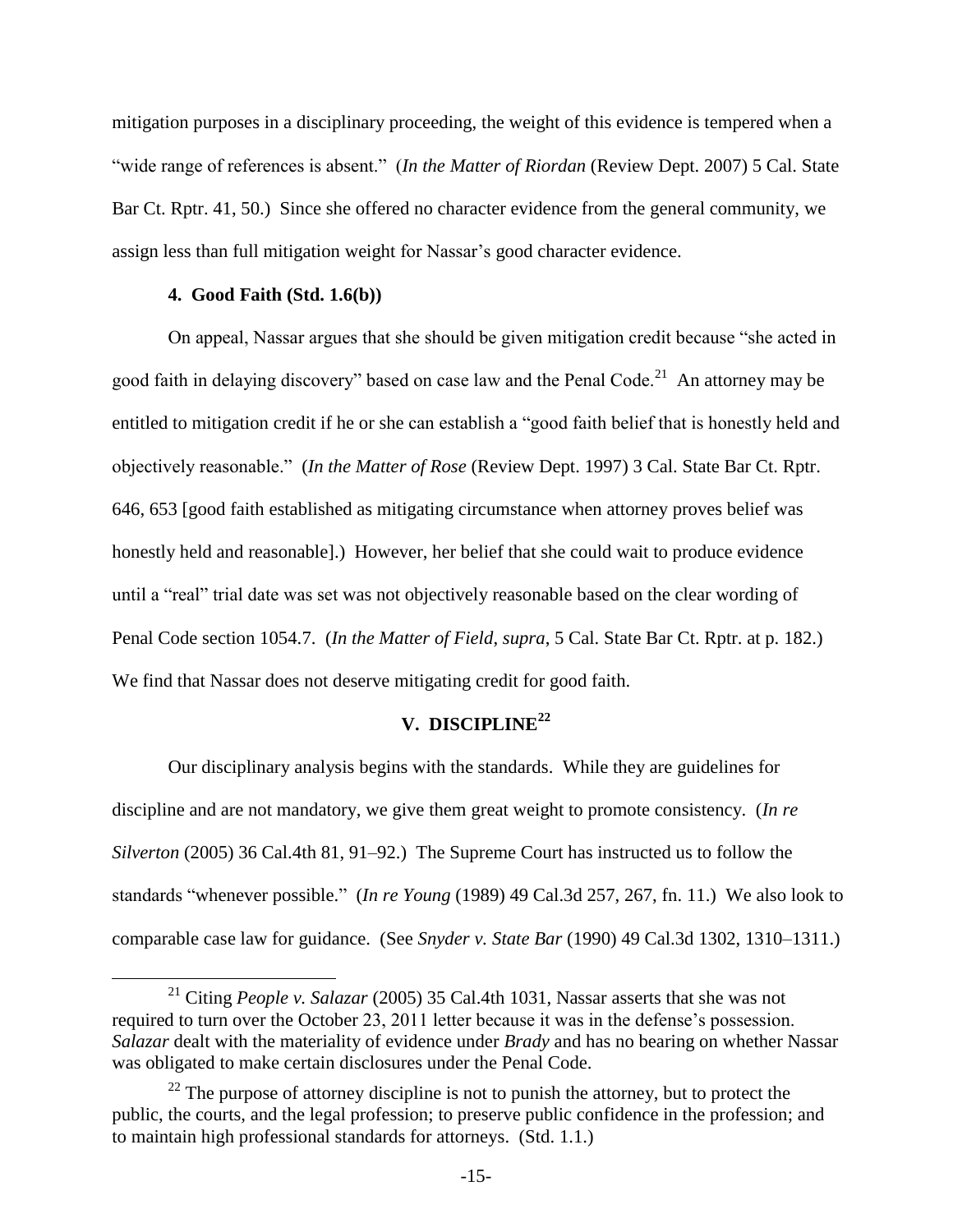mitigation purposes in a disciplinary proceeding, the weight of this evidence is tempered when a "wide range of references is absent." (*In the Matter of Riordan* (Review Dept. 2007) 5 Cal. State Bar Ct. Rptr. 41, 50.) Since she offered no character evidence from the general community, we assign less than full mitigation weight for Nassar's good character evidence.

### 4. Good Faith (Std. 1.6(b))

On appeal, Nassar argues that she should be given mitigation credit because "she acted in good faith in delaying discovery" based on case law and the Penal Code.[21] An attorney may be entitled to mitigation credit if he or she can establish a "good faith belief that is honestly held and objectively reasonable." (*In the Matter of Rose* (Review Dept. 1997) 3 Cal. State Bar Ct. Rptr. 646, 653 [good faith established as mitigating circumstance when attorney proves belief was honestly held and reasonable].) However, her belief that she could wait to produce evidence until a "real" trial date was set was not objectively reasonable based on the clear wording of Penal Code section 1054.7. (*In the Matter of Field, supra,* 5 Cal. State Bar Ct. Rptr. at p. 182.) We find that Nassar does not deserve mitigating credit for good faith.

## V. DISCIPLINE[22]

Our disciplinary analysis begins with the standards. While they are guidelines for discipline and are not mandatory, we give them great weight to promote consistency. (*In re Silverton* (2005) 36 Cal.4th 81, 91–92.) The Supreme Court has instructed us to follow the standards "whenever possible." (*In re Young* (1989) 49 Cal.3d 257, 267, fn. 11.) We also look to comparable case law for guidance. (See *Snyder v. State Bar* (1990) 49 Cal.3d 1302, 1310–1311.)

---

[21] Citing *People v. Salazar* (2005) 35 Cal.4th 1031, Nassar asserts that she was not required to turn over the October 23, 2011 letter because it was in the defense's possession. *Salazar* dealt with the materiality of evidence under *Brady* and has no bearing on whether Nassar was obligated to make certain disclosures under the Penal Code.

[22] The purpose of attorney discipline is not to punish the attorney, but to protect the public, the courts, and the legal profession; to preserve public confidence in the profession; and to maintain high professional standards for attorneys. (Std. 1.1.)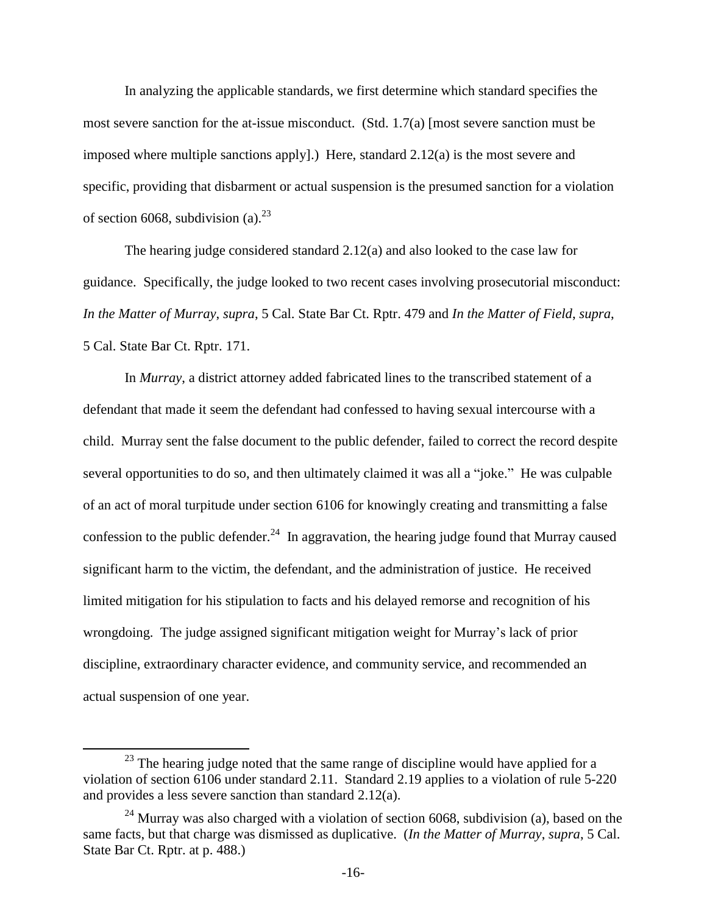In analyzing the applicable standards, we first determine which standard specifies the most severe sanction for the at-issue misconduct. (Std. 1.7(a) [most severe sanction must be imposed where multiple sanctions apply].) Here, standard 2.12(a) is the most severe and specific, providing that disbarment or actual suspension is the presumed sanction for a violation of section 6068, subdivision (a).[23]

The hearing judge considered standard 2.12(a) and also looked to the case law for guidance. Specifically, the judge looked to two recent cases involving prosecutorial misconduct: *In the Matter of Murray*, *supra*, 5 Cal. State Bar Ct. Rptr. 479 and *In the Matter of Field*, *supra*, 5 Cal. State Bar Ct. Rptr. 171.

In *Murray*, a district attorney added fabricated lines to the transcribed statement of a defendant that made it seem the defendant had confessed to having sexual intercourse with a child. Murray sent the false document to the public defender, failed to correct the record despite several opportunities to do so, and then ultimately claimed it was all a "joke." He was culpable of an act of moral turpitude under section 6106 for knowingly creating and transmitting a false confession to the public defender.[24] In aggravation, the hearing judge found that Murray caused significant harm to the victim, the defendant, and the administration of justice. He received limited mitigation for his stipulation to facts and his delayed remorse and recognition of his wrongdoing. The judge assigned significant mitigation weight for Murray's lack of prior discipline, extraordinary character evidence, and community service, and recommended an actual suspension of one year.

---

[23] The hearing judge noted that the same range of discipline would have applied for a violation of section 6106 under standard 2.11. Standard 2.19 applies to a violation of rule 5-220 and provides a less severe sanction than standard 2.12(a).

[24] Murray was also charged with a violation of section 6068, subdivision (a), based on the same facts, but that charge was dismissed as duplicative. (*In the Matter of Murray*, *supra*, 5 Cal. State Bar Ct. Rptr. at p. 488.)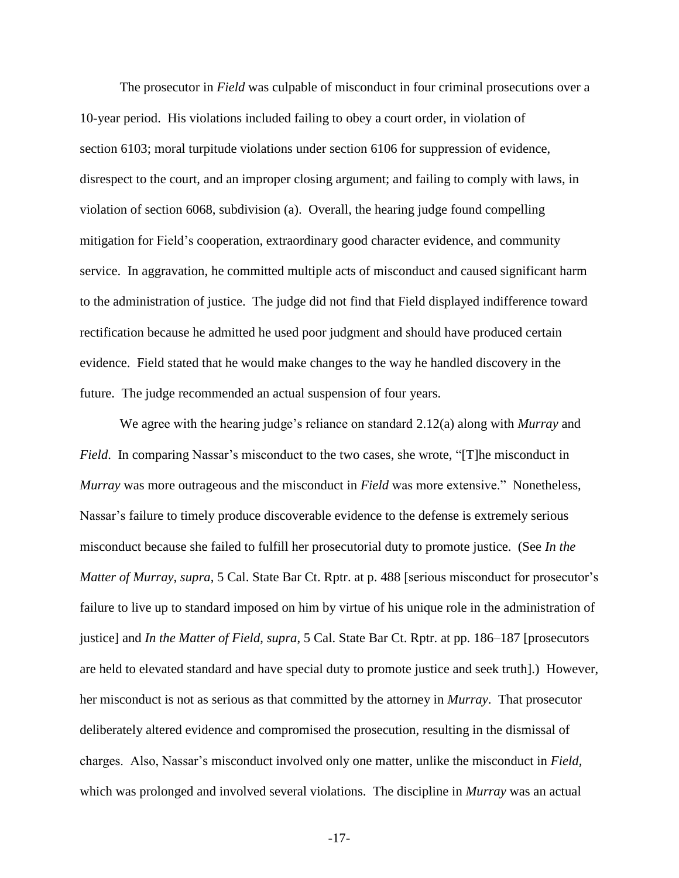The prosecutor in *Field* was culpable of misconduct in four criminal prosecutions over a 10-year period. His violations included failing to obey a court order, in violation of section 6103; moral turpitude violations under section 6106 for suppression of evidence, disrespect to the court, and an improper closing argument; and failing to comply with laws, in violation of section 6068, subdivision (a). Overall, the hearing judge found compelling mitigation for Field's cooperation, extraordinary good character evidence, and community service. In aggravation, he committed multiple acts of misconduct and caused significant harm to the administration of justice. The judge did not find that Field displayed indifference toward rectification because he admitted he used poor judgment and should have produced certain evidence. Field stated that he would make changes to the way he handled discovery in the future. The judge recommended an actual suspension of four years.

We agree with the hearing judge's reliance on standard 2.12(a) along with *Murray* and *Field*. In comparing Nassar's misconduct to the two cases, she wrote, "[T]he misconduct in *Murray* was more outrageous and the misconduct in *Field* was more extensive." Nonetheless, Nassar's failure to timely produce discoverable evidence to the defense is extremely serious misconduct because she failed to fulfill her prosecutorial duty to promote justice. (See *In the Matter of Murray*, *supra*, 5 Cal. State Bar Ct. Rptr. at p. 488 [serious misconduct for prosecutor's failure to live up to standard imposed on him by virtue of his unique role in the administration of justice] and *In the Matter of Field*, *supra*, 5 Cal. State Bar Ct. Rptr. at pp. 186–187 [prosecutors are held to elevated standard and have special duty to promote justice and seek truth].) However, her misconduct is not as serious as that committed by the attorney in *Murray*. That prosecutor deliberately altered evidence and compromised the prosecution, resulting in the dismissal of charges. Also, Nassar's misconduct involved only one matter, unlike the misconduct in *Field*, which was prolonged and involved several violations. The discipline in *Murray* was an actual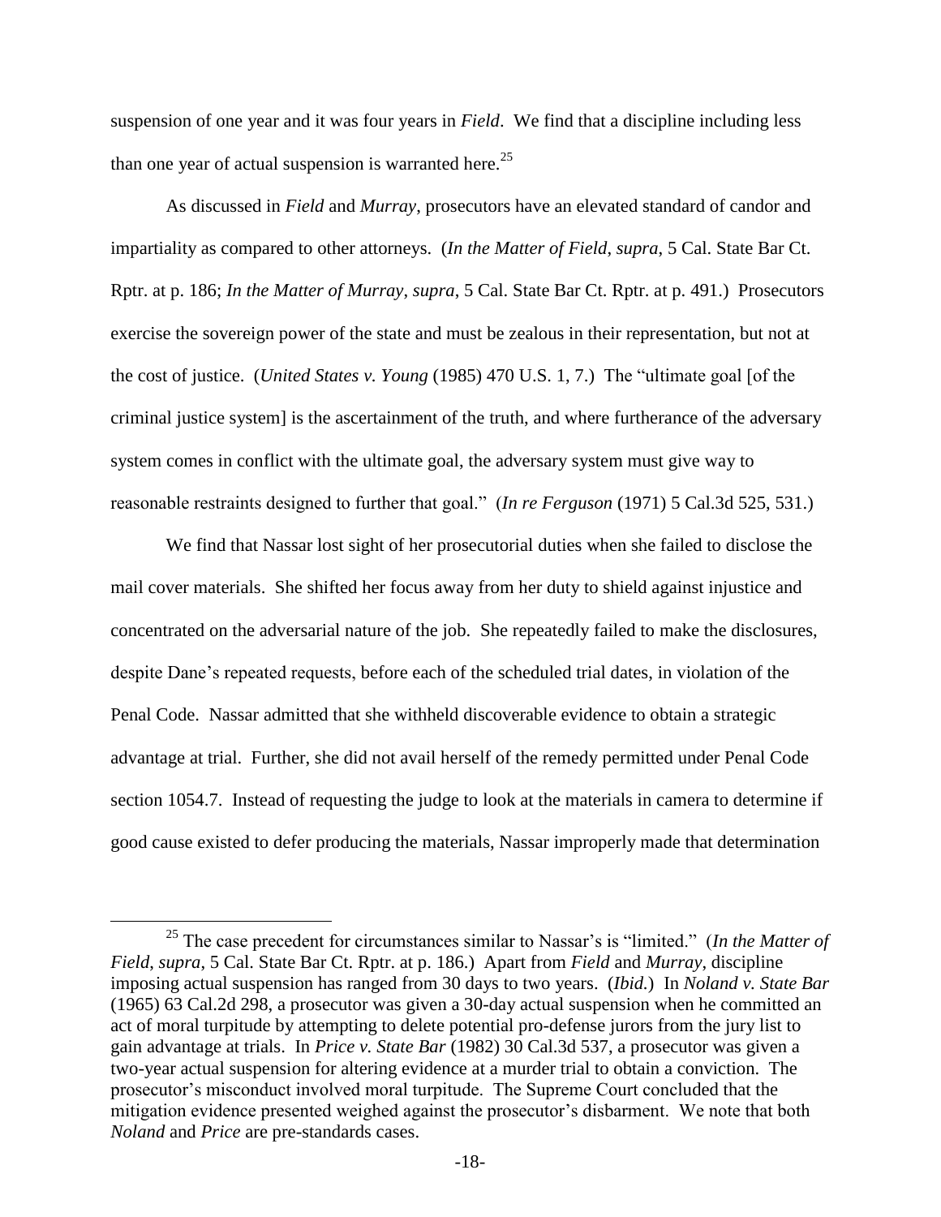suspension of one year and it was four years in *Field*. We find that a discipline including less than one year of actual suspension is warranted here.[25]

As discussed in *Field* and *Murray*, prosecutors have an elevated standard of candor and impartiality as compared to other attorneys. (*In the Matter of Field*, *supra*, 5 Cal. State Bar Ct. Rptr. at p. 186; *In the Matter of Murray*, *supra*, 5 Cal. State Bar Ct. Rptr. at p. 491.) Prosecutors exercise the sovereign power of the state and must be zealous in their representation, but not at the cost of justice. (*United States v. Young* (1985) 470 U.S. 1, 7.) The "ultimate goal [of the criminal justice system] is the ascertainment of the truth, and where furtherance of the adversary system comes in conflict with the ultimate goal, the adversary system must give way to reasonable restraints designed to further that goal." (*In re Ferguson* (1971) 5 Cal.3d 525, 531.)

We find that Nassar lost sight of her prosecutorial duties when she failed to disclose the mail cover materials. She shifted her focus away from her duty to shield against injustice and concentrated on the adversarial nature of the job. She repeatedly failed to make the disclosures, despite Dane's repeated requests, before each of the scheduled trial dates, in violation of the Penal Code. Nassar admitted that she withheld discoverable evidence to obtain a strategic advantage at trial. Further, she did not avail herself of the remedy permitted under Penal Code section 1054.7. Instead of requesting the judge to look at the materials in camera to determine if good cause existed to defer producing the materials, Nassar improperly made that determination

---

[25] The case precedent for circumstances similar to Nassar's is "limited." (*In the Matter of Field*, *supra*, 5 Cal. State Bar Ct. Rptr. at p. 186.) Apart from *Field* and *Murray*, discipline imposing actual suspension has ranged from 30 days to two years. (*Ibid.*) In *Noland v. State Bar* (1965) 63 Cal.2d 298, a prosecutor was given a 30-day actual suspension when he committed an act of moral turpitude by attempting to delete potential pro-defense jurors from the jury list to gain advantage at trials. In *Price v. State Bar* (1982) 30 Cal.3d 537, a prosecutor was given a two-year actual suspension for altering evidence at a murder trial to obtain a conviction. The prosecutor's misconduct involved moral turpitude. The Supreme Court concluded that the mitigation evidence presented weighed against the prosecutor's disbarment. We note that both *Noland* and *Price* are pre-standards cases.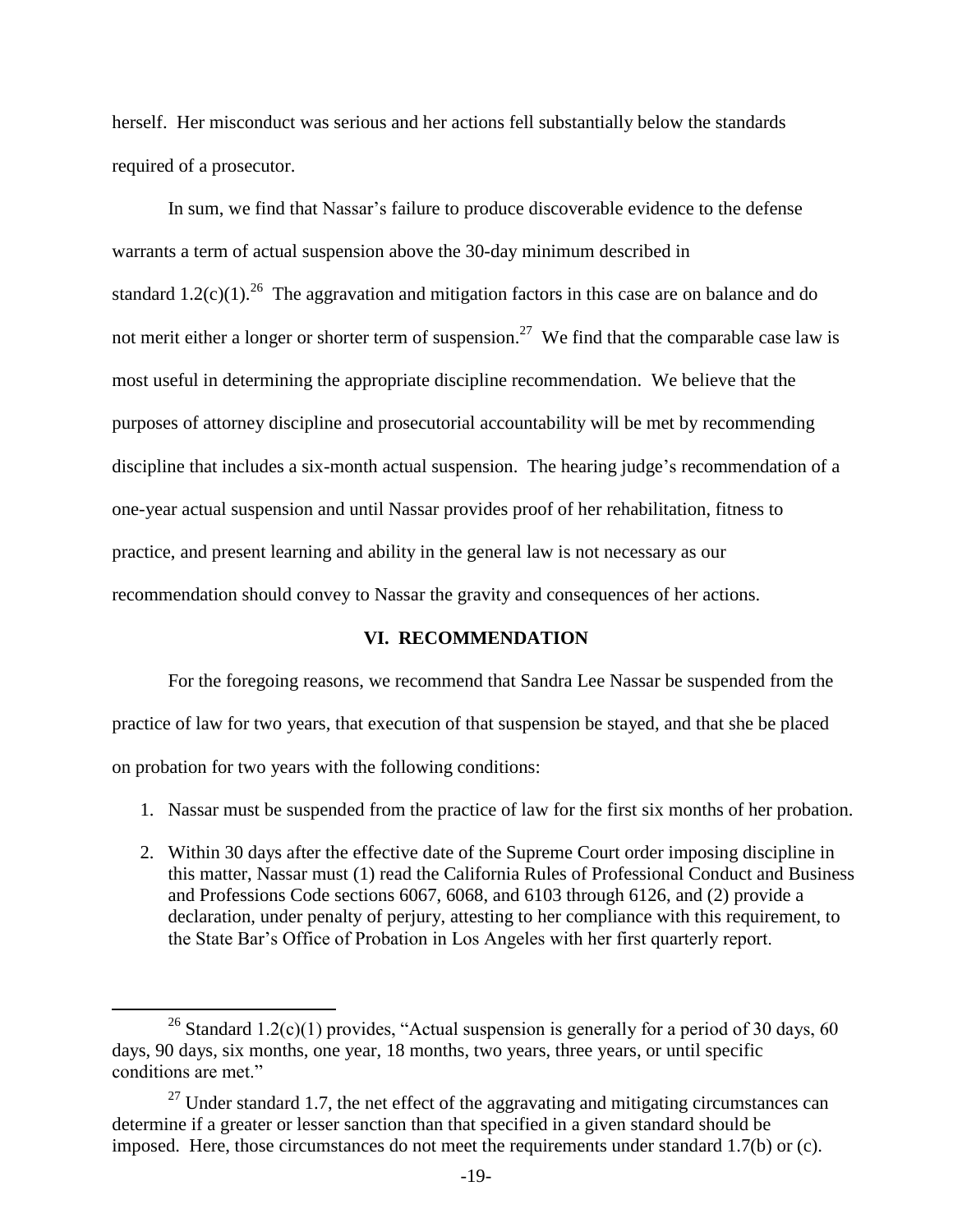herself. Her misconduct was serious and her actions fell substantially below the standards required of a prosecutor.

In sum, we find that Nassar's failure to produce discoverable evidence to the defense warrants a term of actual suspension above the 30-day minimum described in standard 1.2(c)(1).[26] The aggravation and mitigation factors in this case are on balance and do not merit either a longer or shorter term of suspension.[27] We find that the comparable case law is most useful in determining the appropriate discipline recommendation. We believe that the purposes of attorney discipline and prosecutorial accountability will be met by recommending discipline that includes a six-month actual suspension. The hearing judge's recommendation of a one-year actual suspension and until Nassar provides proof of her rehabilitation, fitness to practice, and present learning and ability in the general law is not necessary as our recommendation should convey to Nassar the gravity and consequences of her actions.

## VI. RECOMMENDATION

For the foregoing reasons, we recommend that Sandra Lee Nassar be suspended from the practice of law for two years, that execution of that suspension be stayed, and that she be placed on probation for two years with the following conditions:

1. Nassar must be suspended from the practice of law for the first six months of her probation.
2. Within 30 days after the effective date of the Supreme Court order imposing discipline in this matter, Nassar must (1) read the California Rules of Professional Conduct and Business and Professions Code sections 6067, 6068, and 6103 through 6126, and (2) provide a declaration, under penalty of perjury, attesting to her compliance with this requirement, to the State Bar's Office of Probation in Los Angeles with her first quarterly report.

---

[26] Standard 1.2(c)(1) provides, "Actual suspension is generally for a period of 30 days, 60 days, 90 days, six months, one year, 18 months, two years, three years, or until specific conditions are met."

[27] Under standard 1.7, the net effect of the aggravating and mitigating circumstances can determine if a greater or lesser sanction than that specified in a given standard should be imposed. Here, those circumstances do not meet the requirements under standard 1.7(b) or (c).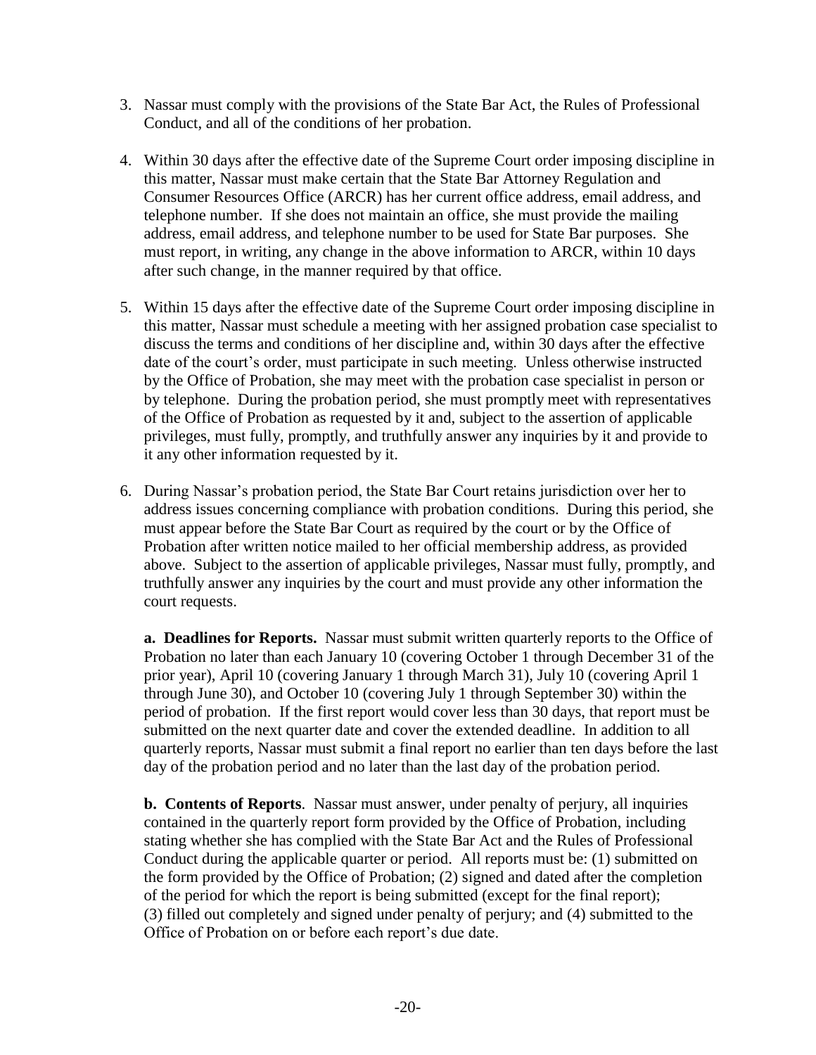3. Nassar must comply with the provisions of the State Bar Act, the Rules of Professional Conduct, and all of the conditions of her probation.

4. Within 30 days after the effective date of the Supreme Court order imposing discipline in this matter, Nassar must make certain that the State Bar Attorney Regulation and Consumer Resources Office (ARCR) has her current office address, email address, and telephone number. If she does not maintain an office, she must provide the mailing address, email address, and telephone number to be used for State Bar purposes. She must report, in writing, any change in the above information to ARCR, within 10 days after such change, in the manner required by that office.

5. Within 15 days after the effective date of the Supreme Court order imposing discipline in this matter, Nassar must schedule a meeting with her assigned probation case specialist to discuss the terms and conditions of her discipline and, within 30 days after the effective date of the court's order, must participate in such meeting. Unless otherwise instructed by the Office of Probation, she may meet with the probation case specialist in person or by telephone. During the probation period, she must promptly meet with representatives of the Office of Probation as requested by it and, subject to the assertion of applicable privileges, must fully, promptly, and truthfully answer any inquiries by it and provide to it any other information requested by it.

6. During Nassar's probation period, the State Bar Court retains jurisdiction over her to address issues concerning compliance with probation conditions. During this period, she must appear before the State Bar Court as required by the court or by the Office of Probation after written notice mailed to her official membership address, as provided above. Subject to the assertion of applicable privileges, Nassar must fully, promptly, and truthfully answer any inquiries by the court and must provide any other information the court requests.

   **a. Deadlines for Reports.** Nassar must submit written quarterly reports to the Office of Probation no later than each January 10 (covering October 1 through December 31 of the prior year), April 10 (covering January 1 through March 31), July 10 (covering April 1 through June 30), and October 10 (covering July 1 through September 30) within the period of probation. If the first report would cover less than 30 days, that report must be submitted on the next quarter date and cover the extended deadline. In addition to all quarterly reports, Nassar must submit a final report no earlier than ten days before the last day of the probation period and no later than the last day of the probation period.

   **b. Contents of Reports**. Nassar must answer, under penalty of perjury, all inquiries contained in the quarterly report form provided by the Office of Probation, including stating whether she has complied with the State Bar Act and the Rules of Professional Conduct during the applicable quarter or period. All reports must be: (1) submitted on the form provided by the Office of Probation; (2) signed and dated after the completion of the period for which the report is being submitted (except for the final report); (3) filled out completely and signed under penalty of perjury; and (4) submitted to the Office of Probation on or before each report's due date.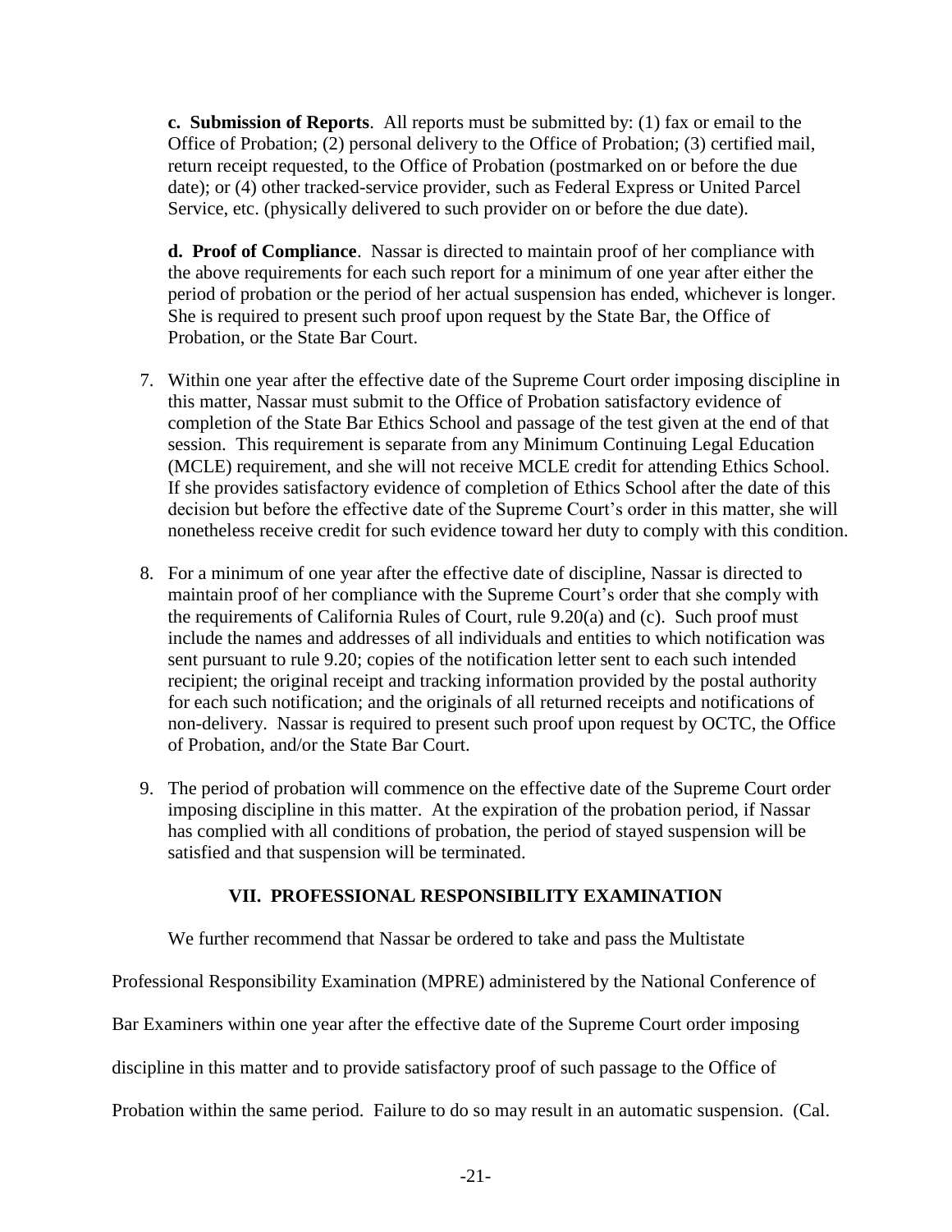**c. Submission of Reports**. All reports must be submitted by: (1) fax or email to the Office of Probation; (2) personal delivery to the Office of Probation; (3) certified mail, return receipt requested, to the Office of Probation (postmarked on or before the due date); or (4) other tracked-service provider, such as Federal Express or United Parcel Service, etc. (physically delivered to such provider on or before the due date).

**d. Proof of Compliance**. Nassar is directed to maintain proof of her compliance with the above requirements for each such report for a minimum of one year after either the period of probation or the period of her actual suspension has ended, whichever is longer. She is required to present such proof upon request by the State Bar, the Office of Probation, or the State Bar Court.

7. Within one year after the effective date of the Supreme Court order imposing discipline in this matter, Nassar must submit to the Office of Probation satisfactory evidence of completion of the State Bar Ethics School and passage of the test given at the end of that session. This requirement is separate from any Minimum Continuing Legal Education (MCLE) requirement, and she will not receive MCLE credit for attending Ethics School. If she provides satisfactory evidence of completion of Ethics School after the date of this decision but before the effective date of the Supreme Court's order in this matter, she will nonetheless receive credit for such evidence toward her duty to comply with this condition.

8. For a minimum of one year after the effective date of discipline, Nassar is directed to maintain proof of her compliance with the Supreme Court's order that she comply with the requirements of California Rules of Court, rule 9.20(a) and (c). Such proof must include the names and addresses of all individuals and entities to which notification was sent pursuant to rule 9.20; copies of the notification letter sent to each such intended recipient; the original receipt and tracking information provided by the postal authority for each such notification; and the originals of all returned receipts and notifications of non-delivery. Nassar is required to present such proof upon request by OCTC, the Office of Probation, and/or the State Bar Court.

9. The period of probation will commence on the effective date of the Supreme Court order imposing discipline in this matter. At the expiration of the probation period, if Nassar has complied with all conditions of probation, the period of stayed suspension will be satisfied and that suspension will be terminated.

## VII. PROFESSIONAL RESPONSIBILITY EXAMINATION

We further recommend that Nassar be ordered to take and pass the Multistate Professional Responsibility Examination (MPRE) administered by the National Conference of Bar Examiners within one year after the effective date of the Supreme Court order imposing discipline in this matter and to provide satisfactory proof of such passage to the Office of Probation within the same period. Failure to do so may result in an automatic suspension. (Cal.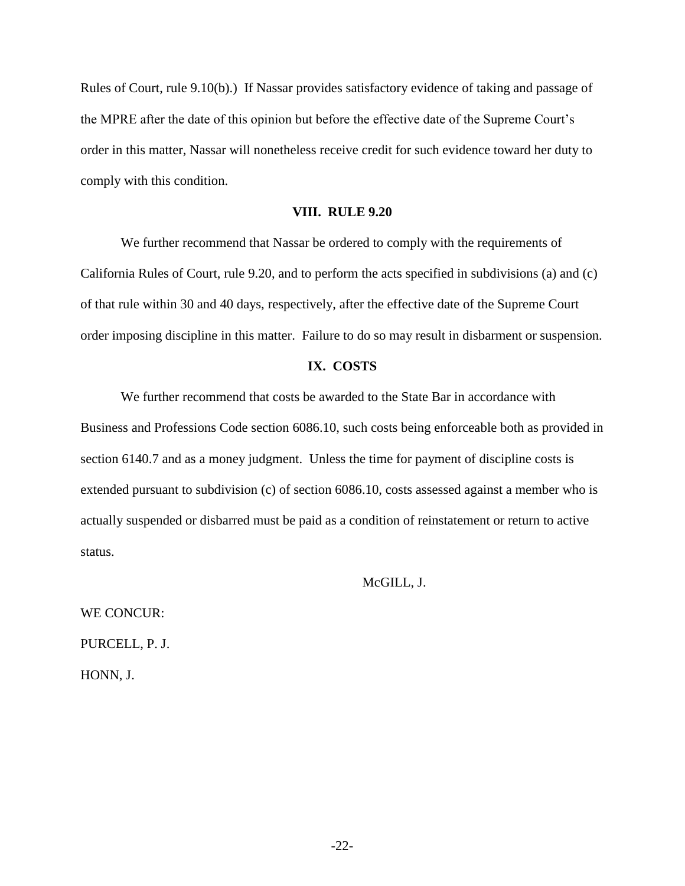Rules of Court, rule 9.10(b).) If Nassar provides satisfactory evidence of taking and passage of the MPRE after the date of this opinion but before the effective date of the Supreme Court's order in this matter, Nassar will nonetheless receive credit for such evidence toward her duty to comply with this condition.

## VIII. RULE 9.20

We further recommend that Nassar be ordered to comply with the requirements of California Rules of Court, rule 9.20, and to perform the acts specified in subdivisions (a) and (c) of that rule within 30 and 40 days, respectively, after the effective date of the Supreme Court order imposing discipline in this matter. Failure to do so may result in disbarment or suspension.

## IX. COSTS

We further recommend that costs be awarded to the State Bar in accordance with Business and Professions Code section 6086.10, such costs being enforceable both as provided in section 6140.7 and as a money judgment. Unless the time for payment of discipline costs is extended pursuant to subdivision (c) of section 6086.10, costs assessed against a member who is actually suspended or disbarred must be paid as a condition of reinstatement or return to active status.

McGILL, J.

WE CONCUR:

PURCELL, P. J.

HONN, J.